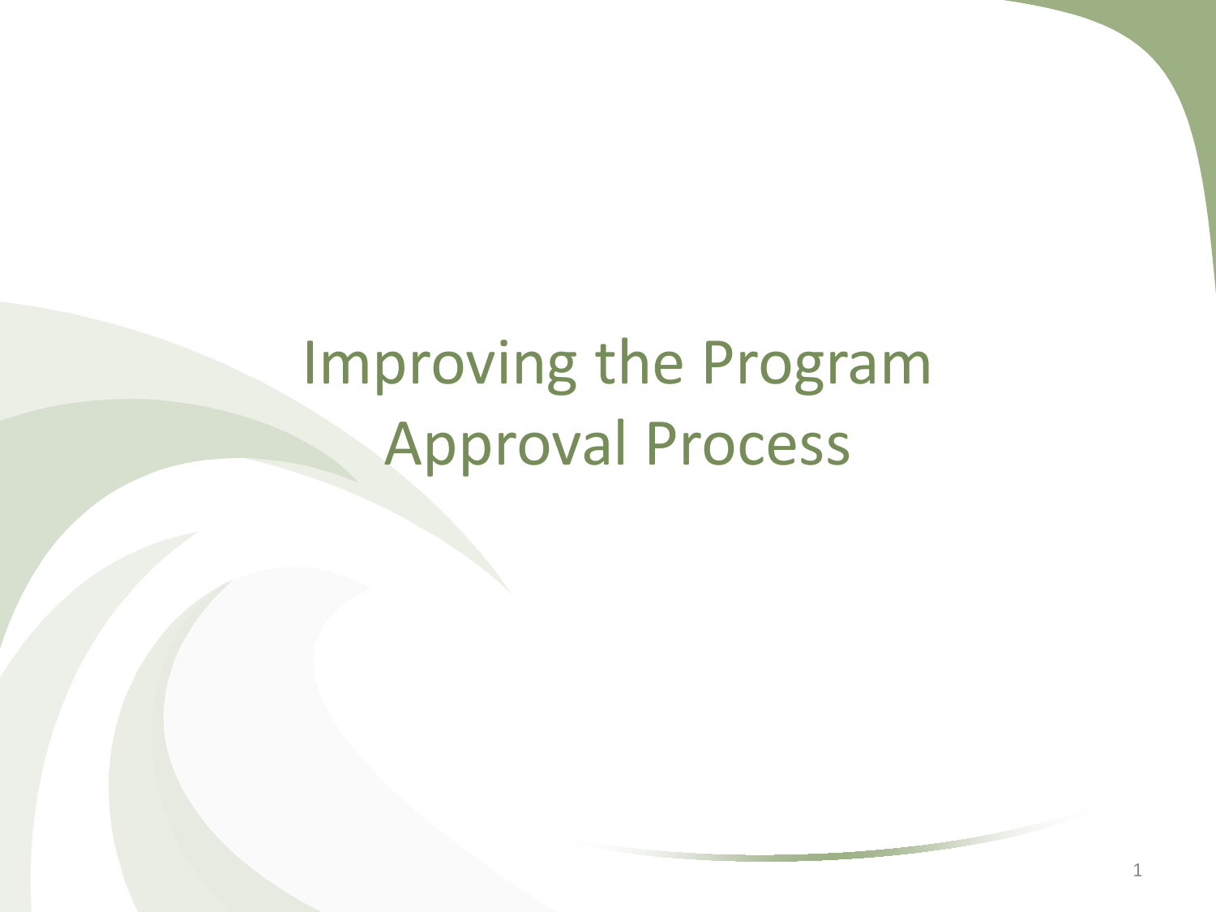# Improving the Program Approval Process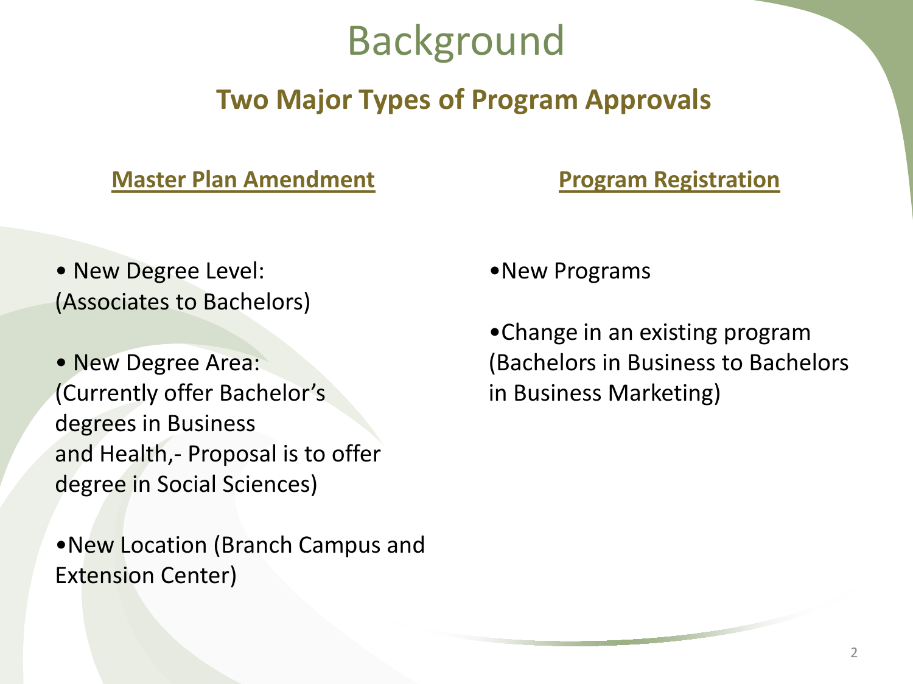# Background

## Two Major Types of Program Approvals

### Master Plan Amendment

- New Degree Level: (Associates to Bachelors)
- New Degree Area: (Currently offer Bachelor's degrees in Business and Health,- Proposal is to offer degree in Social Sciences)
- New Location (Branch Campus and Extension Center)

### Program Registration

- New Programs
- Change in an existing program (Bachelors in Business to Bachelors in Business Marketing)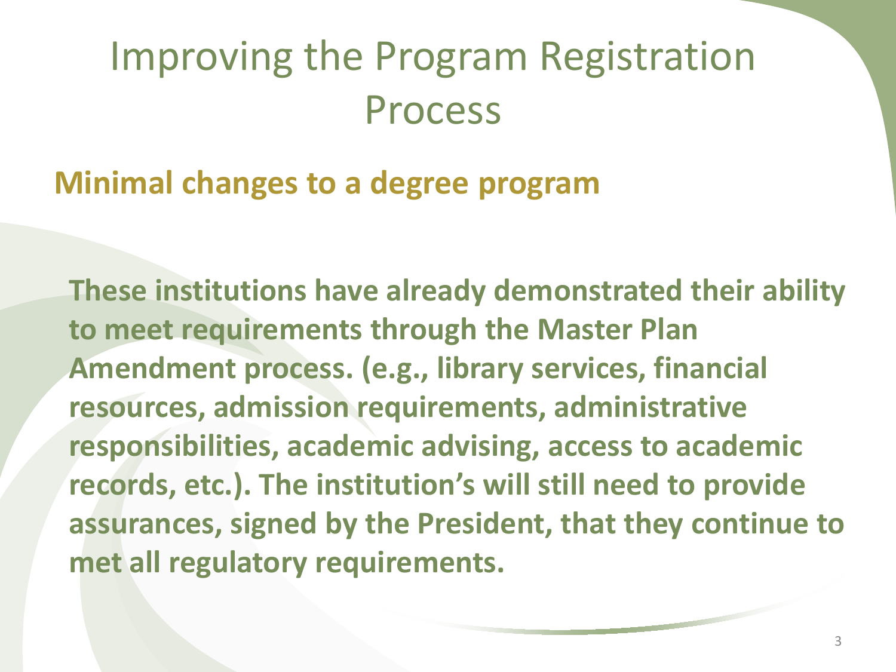# Improving the Program Registration Process

## Minimal changes to a degree program

**These institutions have already demonstrated their ability to meet requirements through the Master Plan Amendment process. (e.g., library services, financial resources, admission requirements, administrative responsibilities, academic advising, access to academic records, etc.). The institution's will still need to provide assurances, signed by the President, that they continue to met all regulatory requirements.**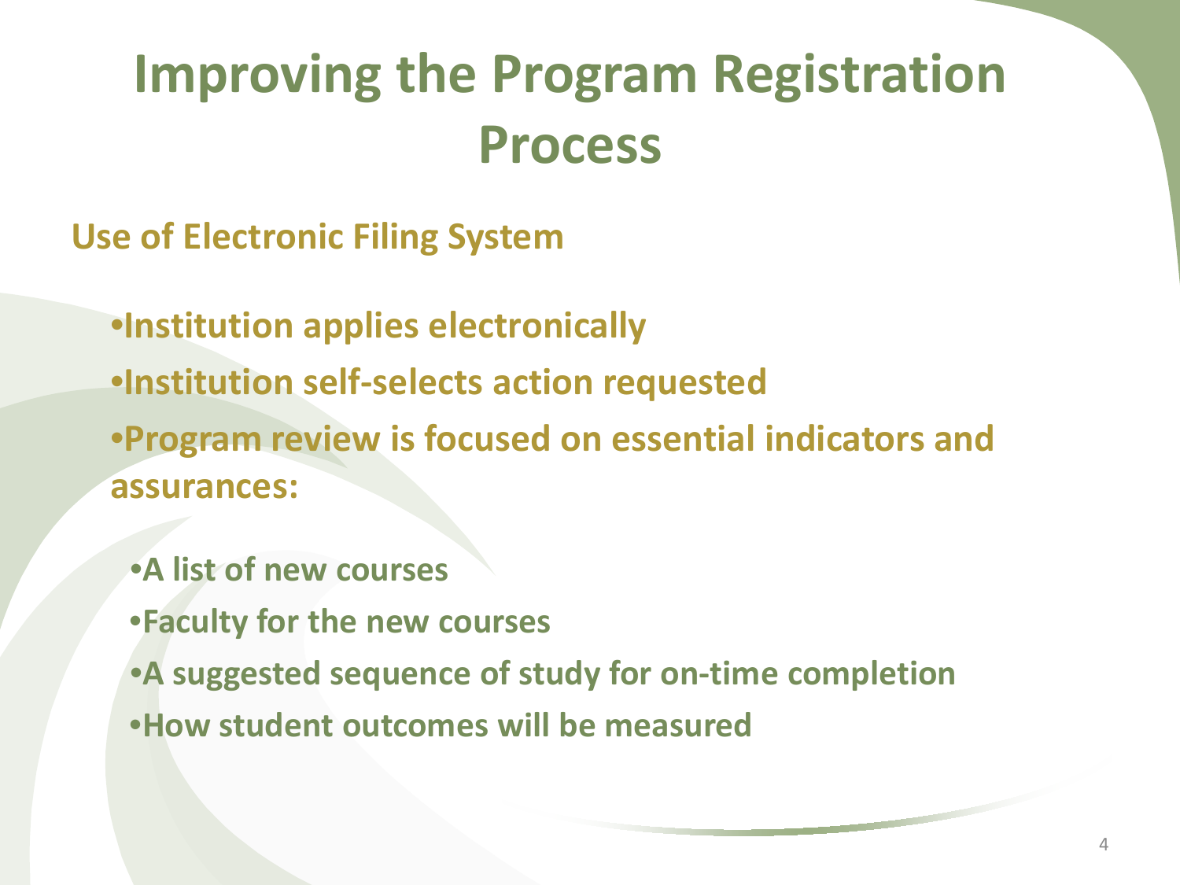# Improving the Program Registration Process

## Use of Electronic Filing System

- Institution applies electronically
- Institution self-selects action requested
- Program review is focused on essential indicators and assurances:
  - A list of new courses
  - Faculty for the new courses
  - A suggested sequence of study for on-time completion
  - How student outcomes will be measured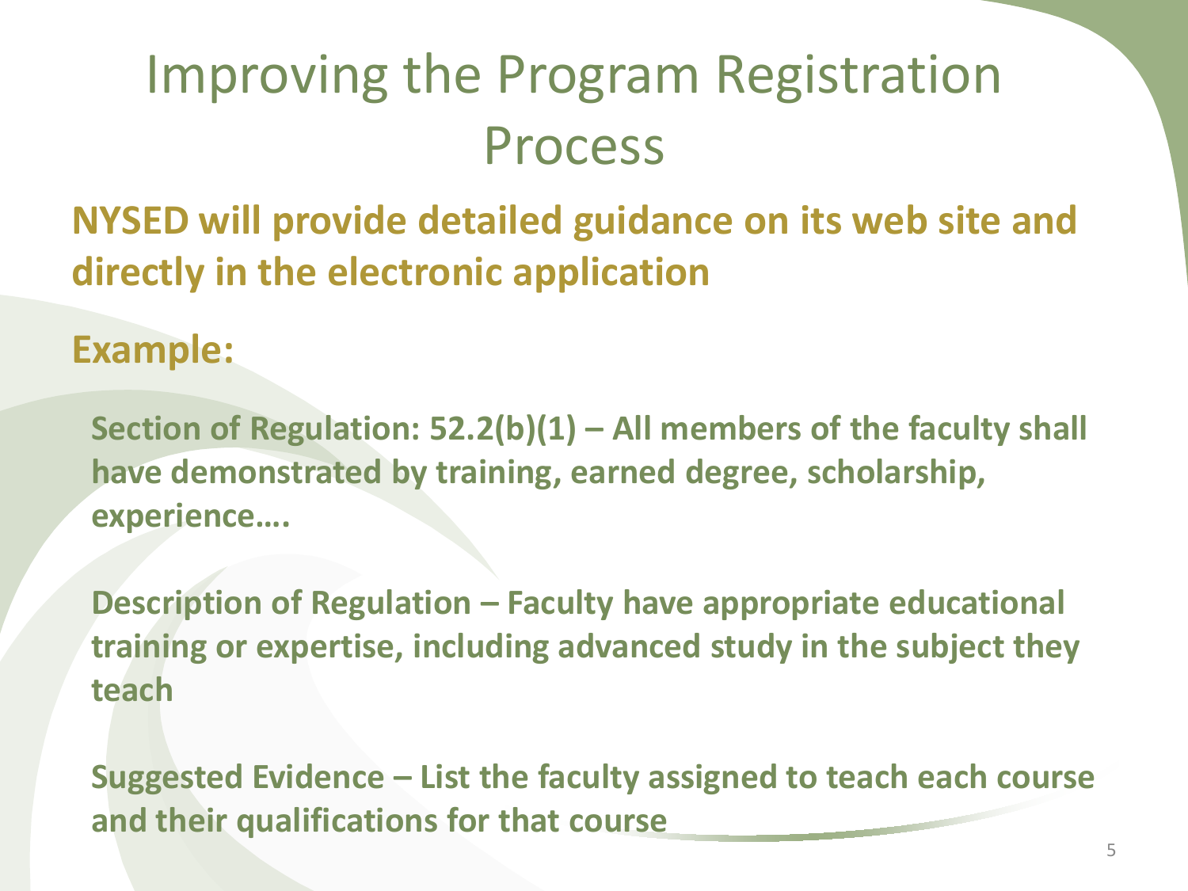# Improving the Program Registration Process

**NYSED will provide detailed guidance on its web site and directly in the electronic application**

**Example:**

**Section of Regulation: 52.2(b)(1) – All members of the faculty shall have demonstrated by training, earned degree, scholarship, experience….**

**Description of Regulation – Faculty have appropriate educational training or expertise, including advanced study in the subject they teach**

**Suggested Evidence – List the faculty assigned to teach each course and their qualifications for that course**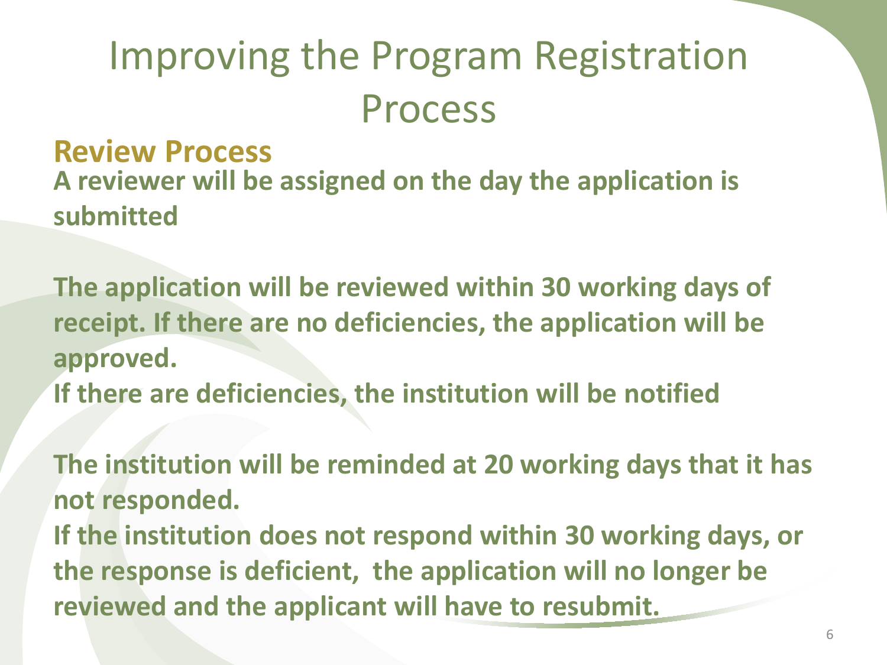# Improving the Program Registration Process

## Review Process

**A reviewer will be assigned on the day the application is submitted**

**The application will be reviewed within 30 working days of receipt. If there are no deficiencies, the application will be approved.**

**If there are deficiencies, the institution will be notified**

**The institution will be reminded at 20 working days that it has not responded.**

**If the institution does not respond within 30 working days, or the response is deficient, the application will no longer be reviewed and the applicant will have to resubmit.**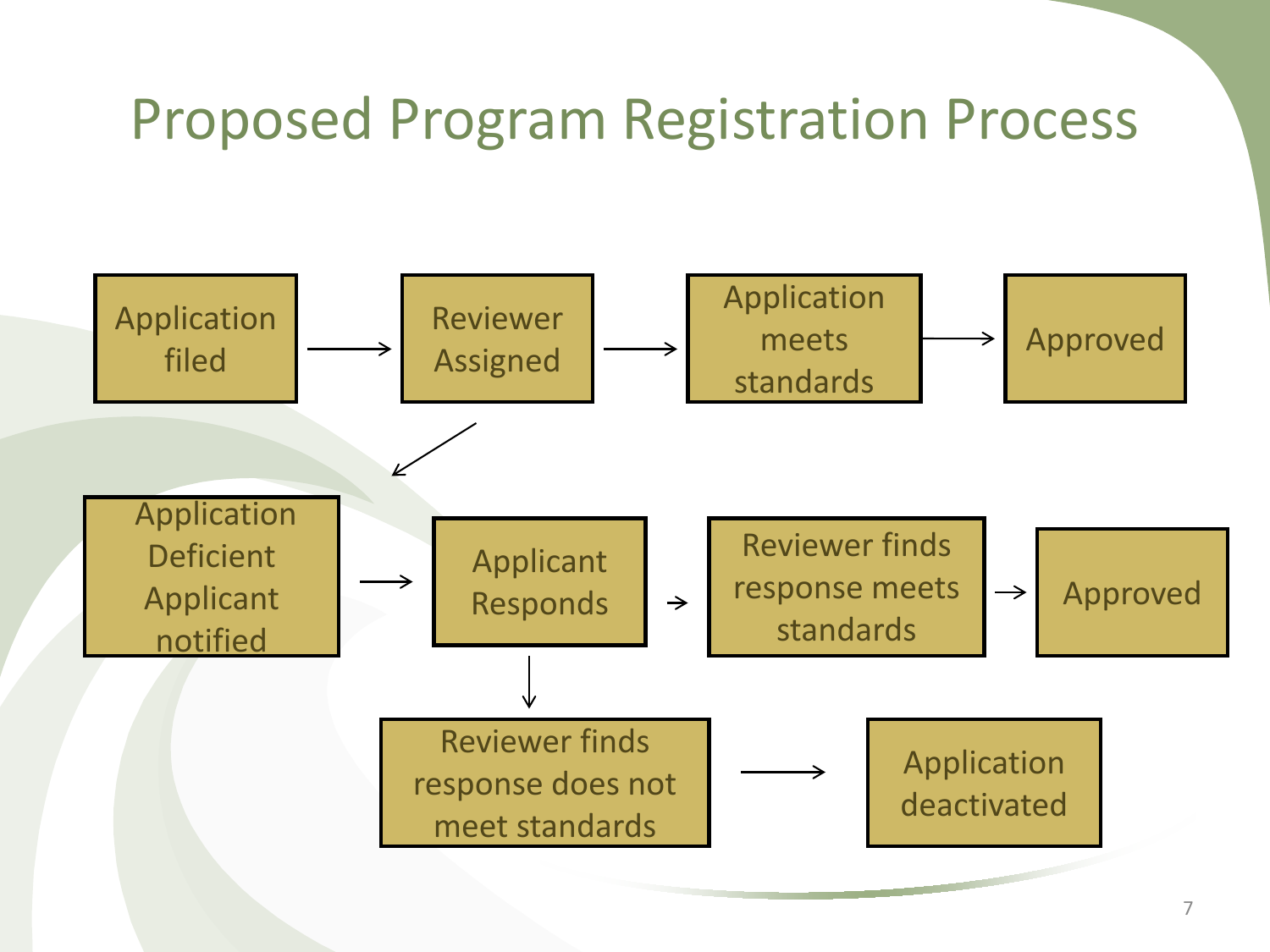# Proposed Program Registration Process

Application filed → Reviewer Assigned → Application meets standards → Approved

Reviewer Assigned → Application Deficient Applicant notified → Applicant Responds → Reviewer finds response meets standards → Approved

Applicant Responds → Reviewer finds response does not meet standards → Application deactivated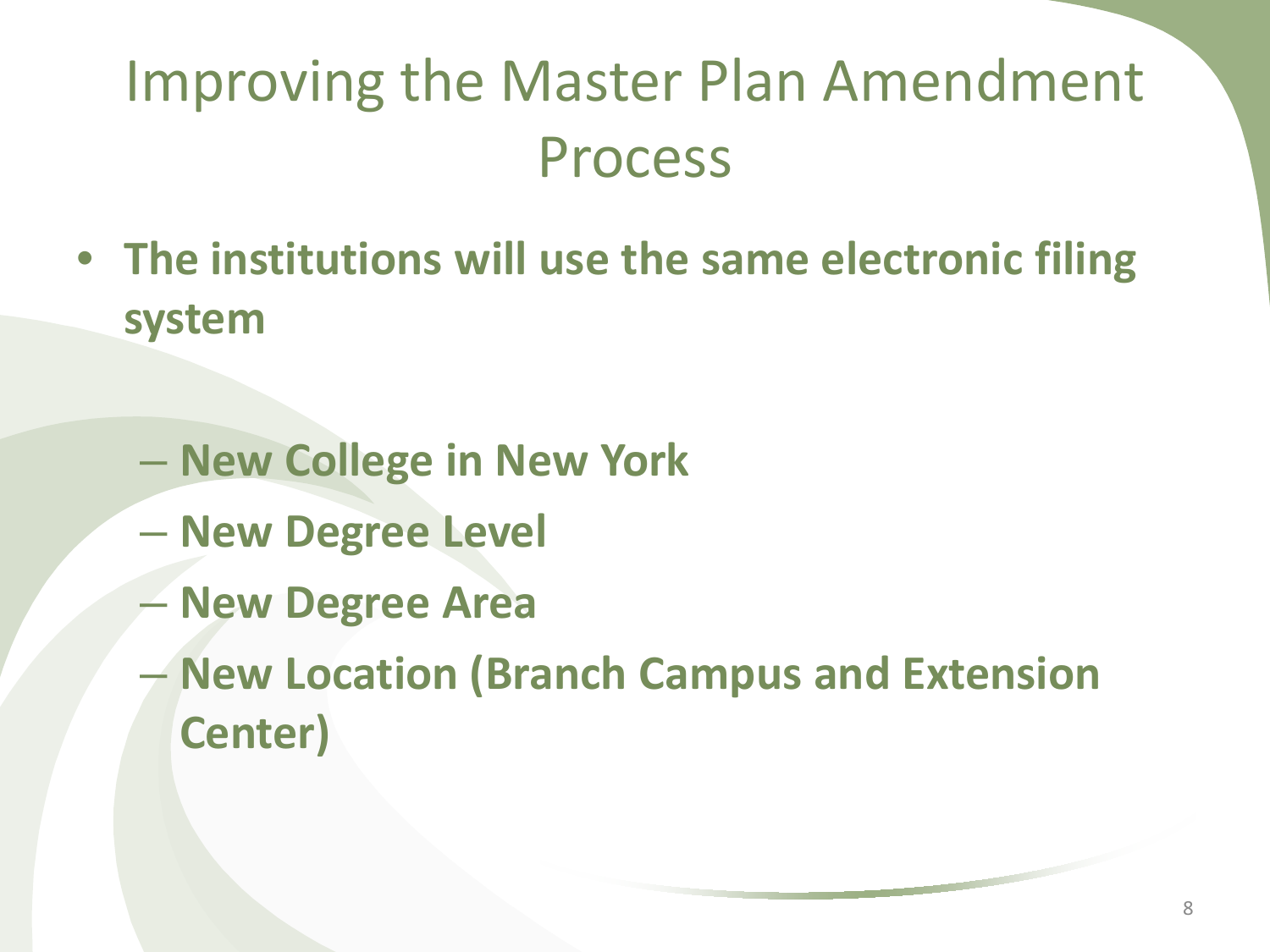# Improving the Master Plan Amendment Process

- **The institutions will use the same electronic filing system**
  - **New College in New York**
  - **New Degree Level**
  - **New Degree Area**
  - **New Location (Branch Campus and Extension Center)**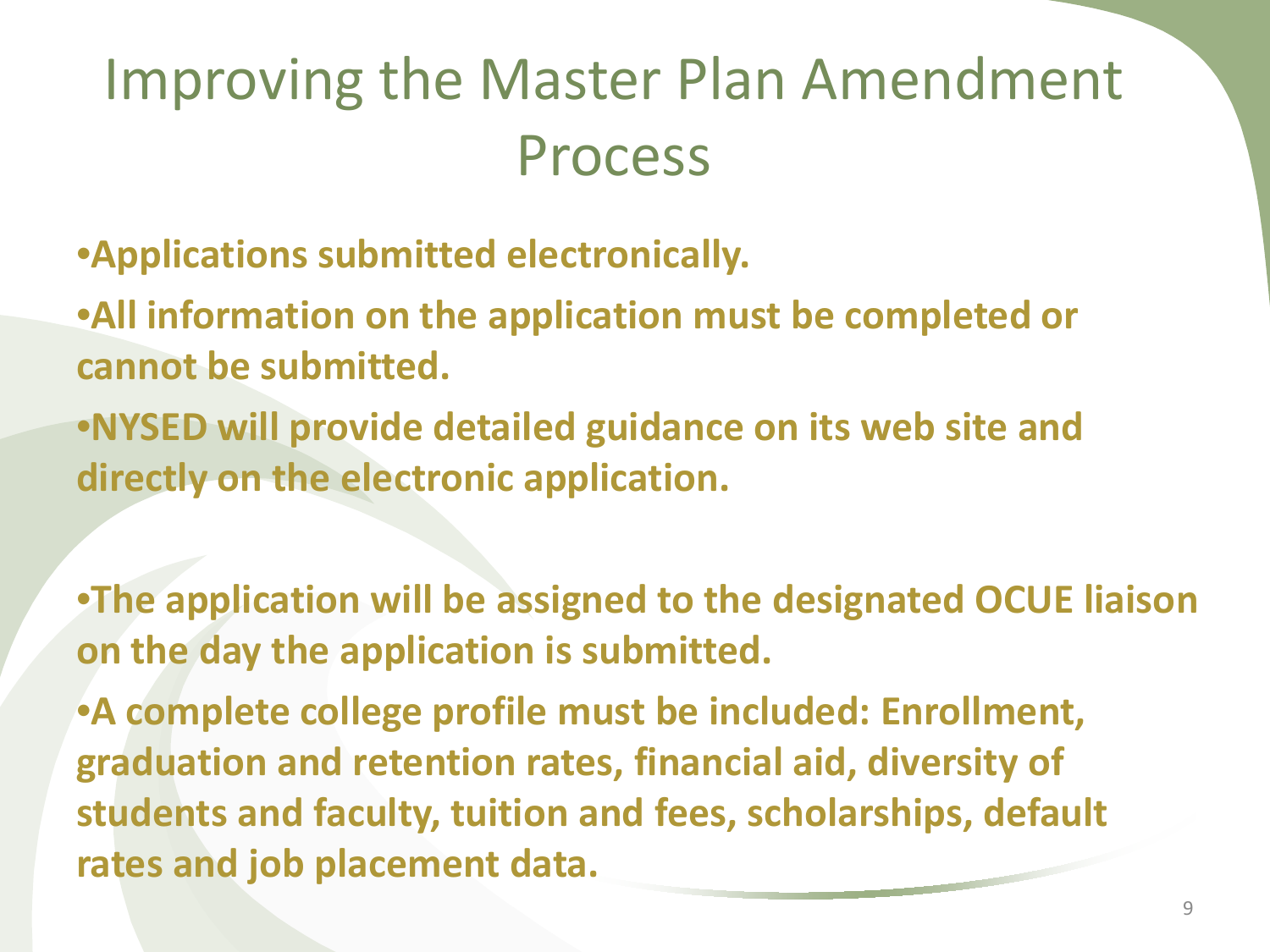# Improving the Master Plan Amendment Process

- **Applications submitted electronically.**
- **All information on the application must be completed or cannot be submitted.**
- **NYSED will provide detailed guidance on its web site and directly on the electronic application.**

- **The application will be assigned to the designated OCUE liaison on the day the application is submitted.**
- **A complete college profile must be included: Enrollment, graduation and retention rates, financial aid, diversity of students and faculty, tuition and fees, scholarships, default rates and job placement data.**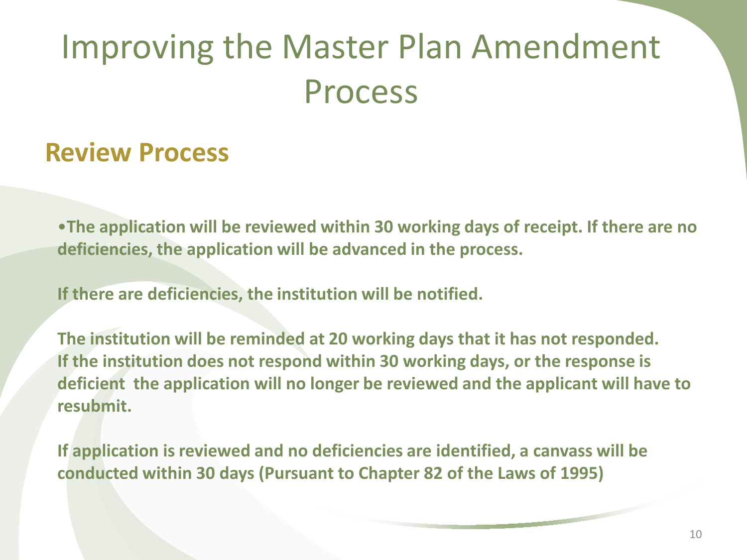# Improving the Master Plan Amendment Process

## Review Process

**•The application will be reviewed within 30 working days of receipt. If there are no deficiencies, the application will be advanced in the process.**

**If there are deficiencies, the institution will be notified.**

**The institution will be reminded at 20 working days that it has not responded. If the institution does not respond within 30 working days, or the response is deficient the application will no longer be reviewed and the applicant will have to resubmit.**

**If application is reviewed and no deficiencies are identified, a canvass will be conducted within 30 days (Pursuant to Chapter 82 of the Laws of 1995)**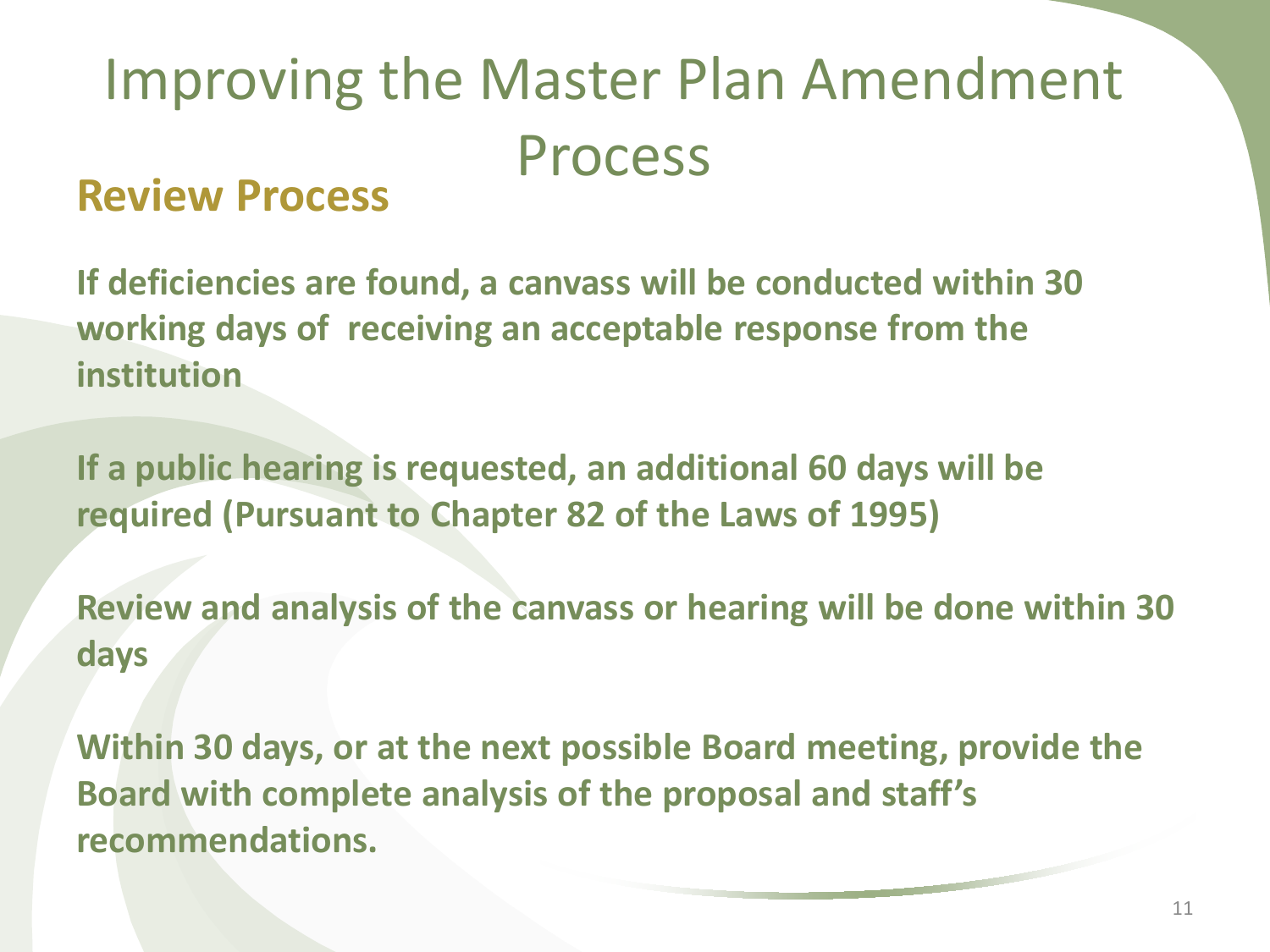# Improving the Master Plan Amendment Process

## Review Process

**If deficiencies are found, a canvass will be conducted within 30 working days of receiving an acceptable response from the institution**

**If a public hearing is requested, an additional 60 days will be required (Pursuant to Chapter 82 of the Laws of 1995)**

**Review and analysis of the canvass or hearing will be done within 30 days**

**Within 30 days, or at the next possible Board meeting, provide the Board with complete analysis of the proposal and staff's recommendations.**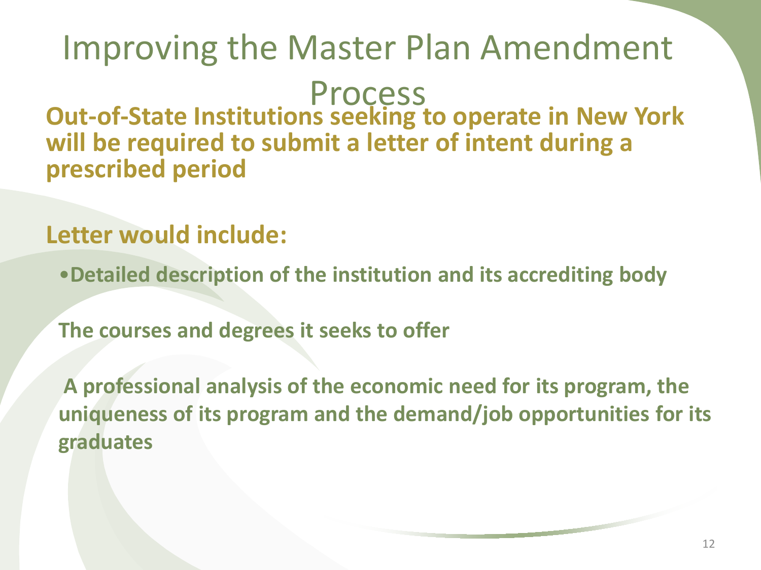# Improving the Master Plan Amendment Process

**Out-of-State Institutions seeking to operate in New York will be required to submit a letter of intent during a prescribed period**

**Letter would include:**

- **Detailed description of the institution and its accrediting body**

**The courses and degrees it seeks to offer**

**A professional analysis of the economic need for its program, the uniqueness of its program and the demand/job opportunities for its graduates**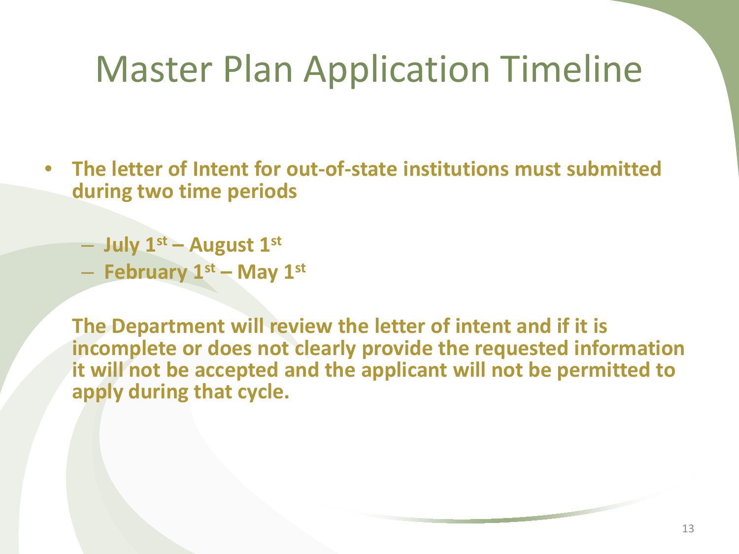# Master Plan Application Timeline

- **The letter of Intent for out-of-state institutions must submitted during two time periods**
  - **July 1st – August 1st**
  - **February 1st – May 1st**

  **The Department will review the letter of intent and if it is incomplete or does not clearly provide the requested information it will not be accepted and the applicant will not be permitted to apply during that cycle.**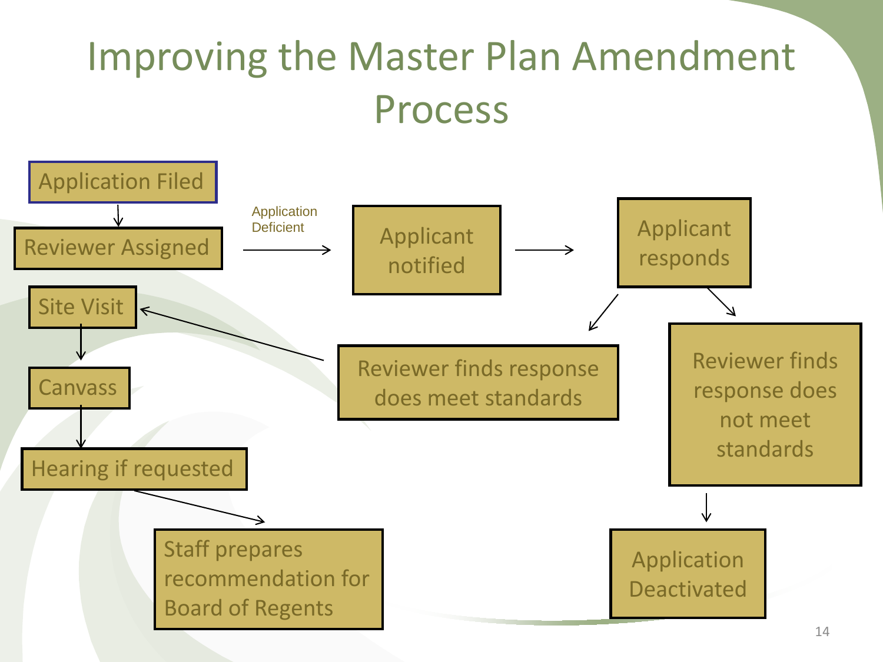# Improving the Master Plan Amendment Process

- Application Filed
- Reviewer Assigned
  - Application Deficient → Applicant notified → Applicant responds
    - Reviewer finds response does meet standards → Site Visit
    - Reviewer finds response does not meet standards → Application Deactivated
- Site Visit
- Canvass
- Hearing if requested
- Staff prepares recommendation for Board of Regents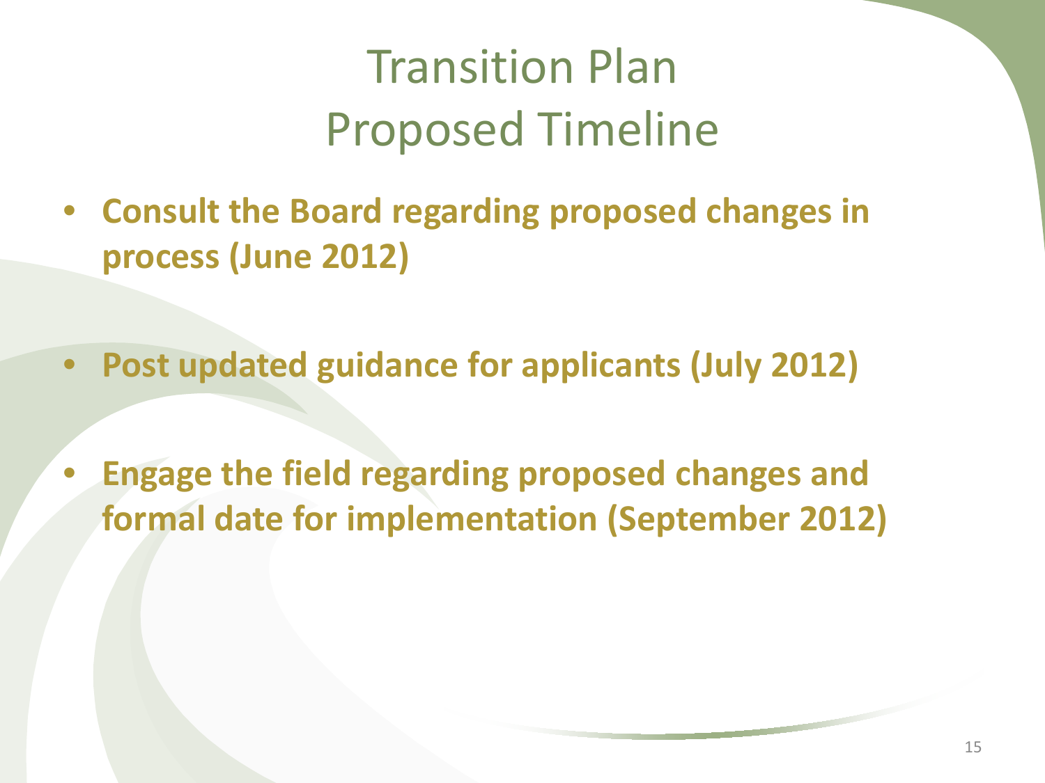# Transition Plan
## Proposed Timeline

- **Consult the Board regarding proposed changes in process (June 2012)**

- **Post updated guidance for applicants (July 2012)**

- **Engage the field regarding proposed changes and formal date for implementation (September 2012)**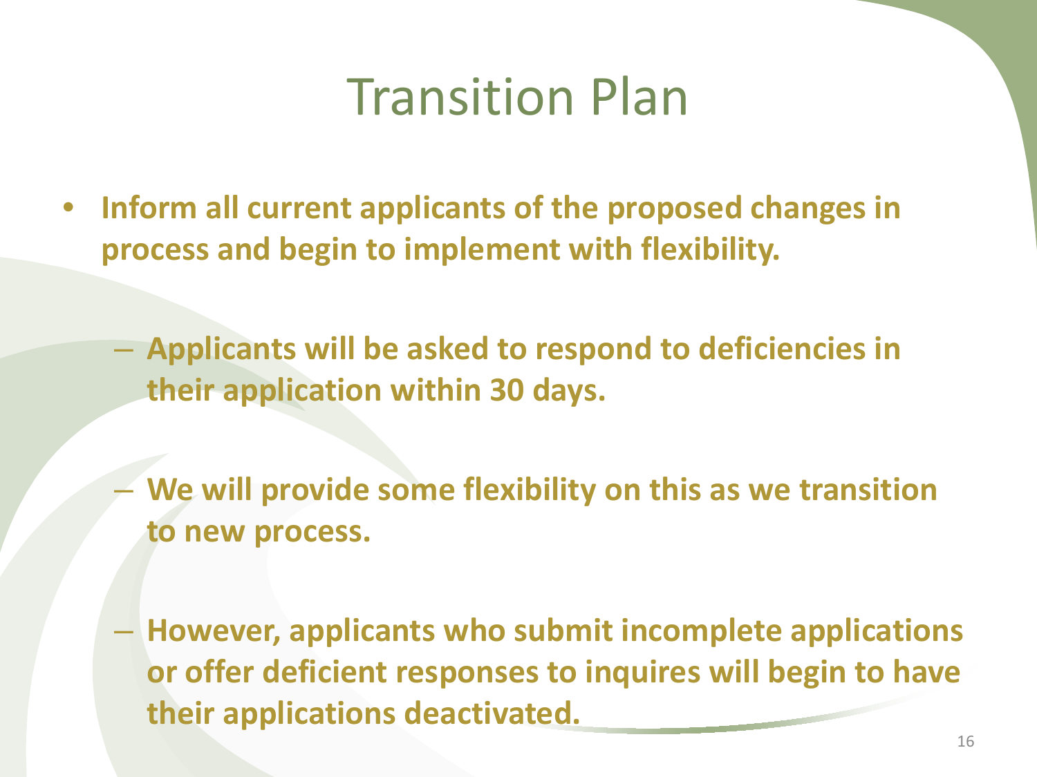# Transition Plan

- **Inform all current applicants of the proposed changes in process and begin to implement with flexibility.**
  - **Applicants will be asked to respond to deficiencies in their application within 30 days.**
  - **We will provide some flexibility on this as we transition to new process.**
  - **However, applicants who submit incomplete applications or offer deficient responses to inquires will begin to have their applications deactivated.**